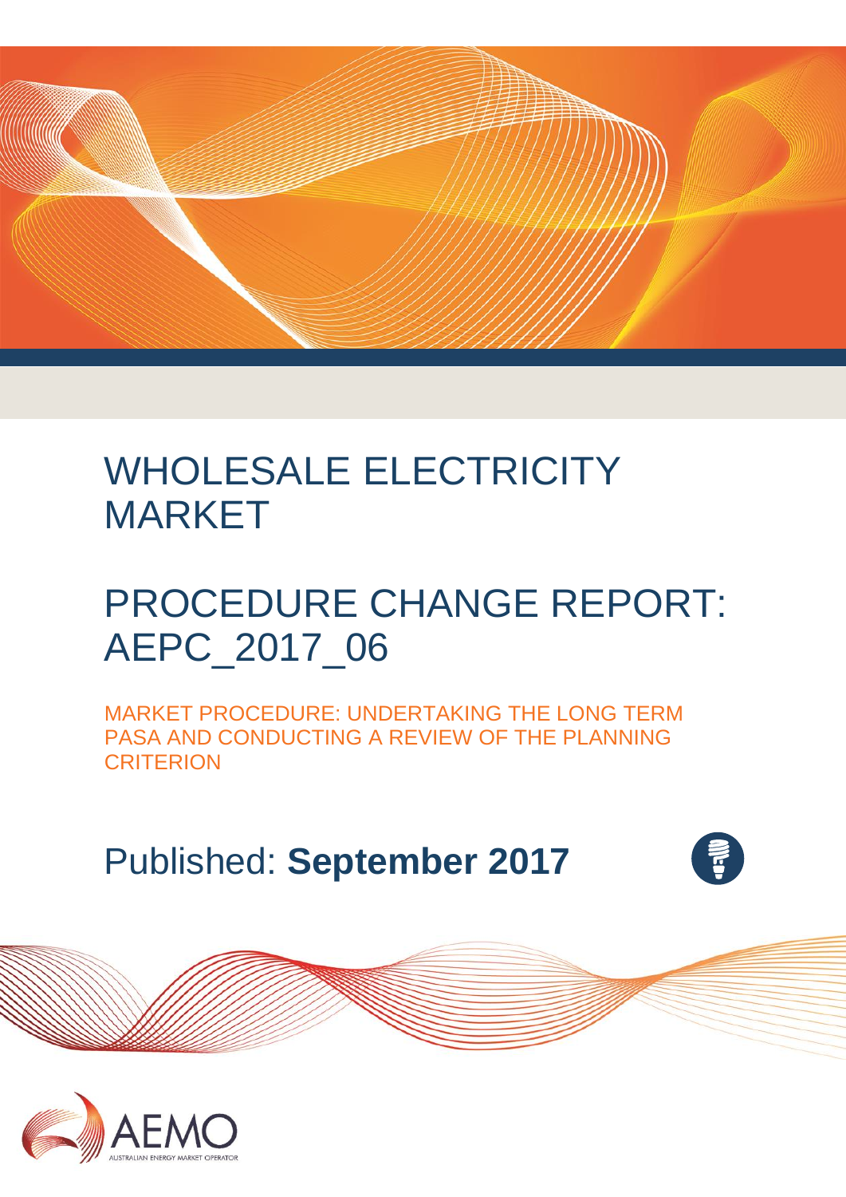# WHOLESALE ELECTRICITY MARKET

# PROCEDURE CHANGE REPORT: AEPC_2017_06

## MARKET PROCEDURE: UNDERTAKING THE LONG TERM PASA AND CONDUCTING A REVIEW OF THE PLANNING CRITERION

Published: **September 2017**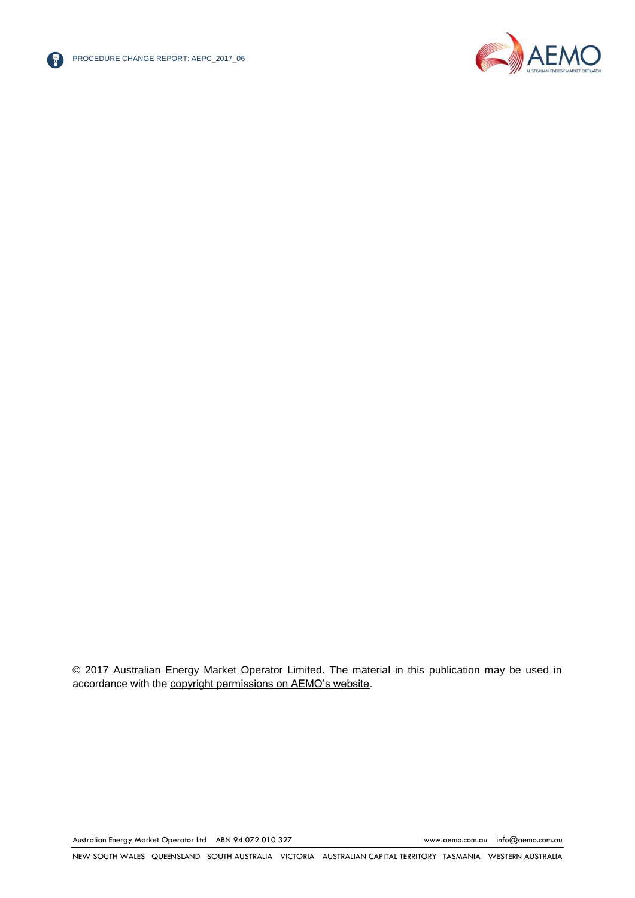© 2017 Australian Energy Market Operator Limited. The material in this publication may be used in accordance with the copyright permissions on AEMO's website.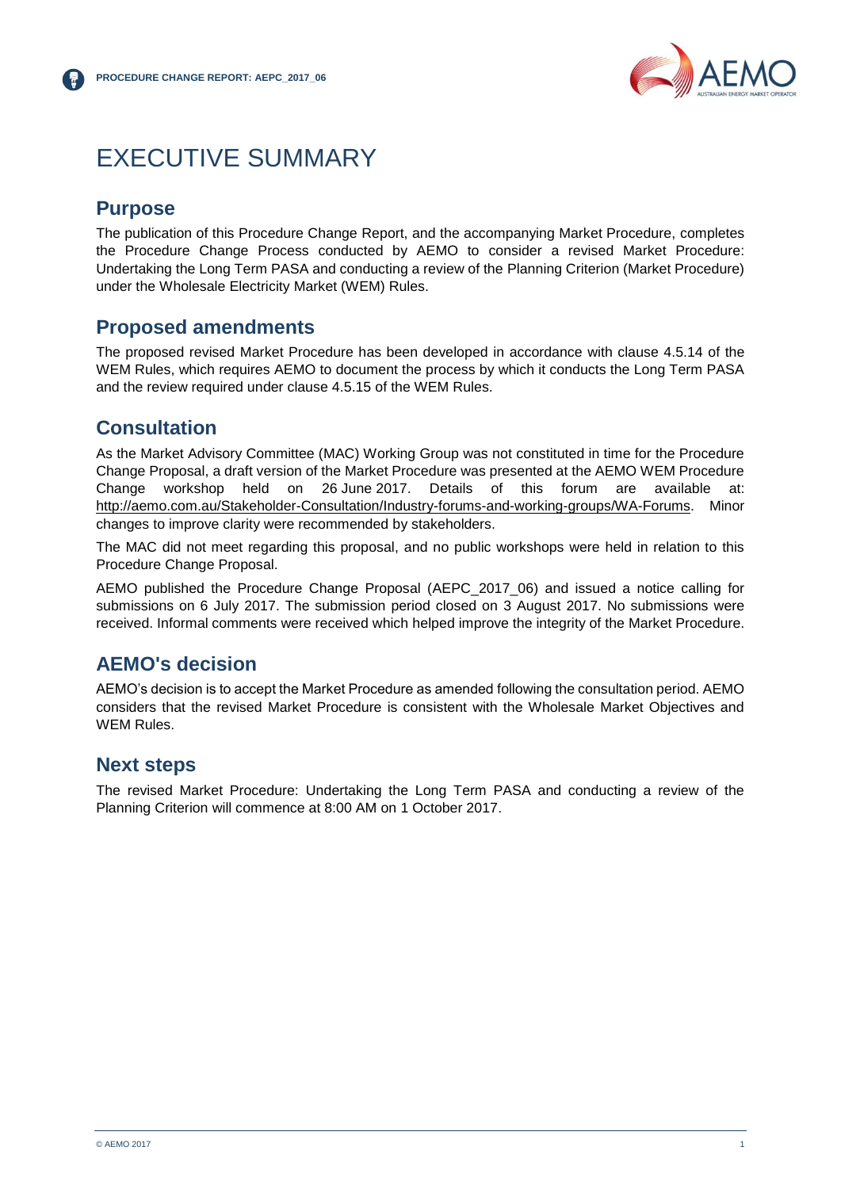# EXECUTIVE SUMMARY

## Purpose

The publication of this Procedure Change Report, and the accompanying Market Procedure, completes the Procedure Change Process conducted by AEMO to consider a revised Market Procedure: Undertaking the Long Term PASA and conducting a review of the Planning Criterion (Market Procedure) under the Wholesale Electricity Market (WEM) Rules.

## Proposed amendments

The proposed revised Market Procedure has been developed in accordance with clause 4.5.14 of the WEM Rules, which requires AEMO to document the process by which it conducts the Long Term PASA and the review required under clause 4.5.15 of the WEM Rules.

## Consultation

As the Market Advisory Committee (MAC) Working Group was not constituted in time for the Procedure Change Proposal, a draft version of the Market Procedure was presented at the AEMO WEM Procedure Change workshop held on 26 June 2017. Details of this forum are available at: http://aemo.com.au/Stakeholder-Consultation/Industry-forums-and-working-groups/WA-Forums. Minor changes to improve clarity were recommended by stakeholders.

The MAC did not meet regarding this proposal, and no public workshops were held in relation to this Procedure Change Proposal.

AEMO published the Procedure Change Proposal (AEPC_2017_06) and issued a notice calling for submissions on 6 July 2017. The submission period closed on 3 August 2017. No submissions were received. Informal comments were received which helped improve the integrity of the Market Procedure.

## AEMO's decision

AEMO's decision is to accept the Market Procedure as amended following the consultation period. AEMO considers that the revised Market Procedure is consistent with the Wholesale Market Objectives and WEM Rules.

## Next steps

The revised Market Procedure: Undertaking the Long Term PASA and conducting a review of the Planning Criterion will commence at 8:00 AM on 1 October 2017.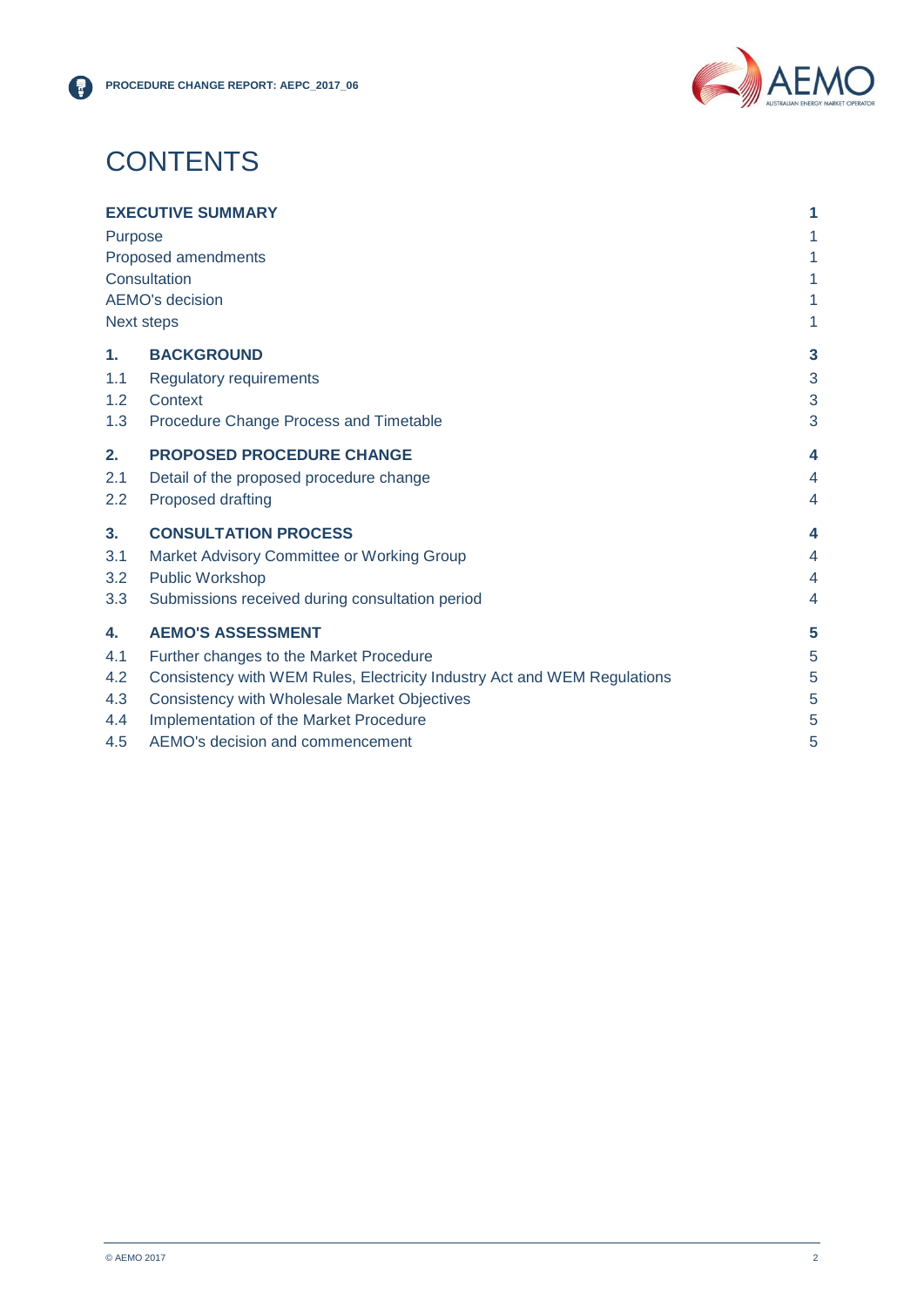# CONTENTS

| | | |
|---|---|---|
| **EXECUTIVE SUMMARY** | | **1** |
| Purpose | | 1 |
| Proposed amendments | | 1 |
| Consultation | | 1 |
| AEMO's decision | | 1 |
| Next steps | | 1 |
| **1.** | **BACKGROUND** | **3** |
| 1.1 | Regulatory requirements | 3 |
| 1.2 | Context | 3 |
| 1.3 | Procedure Change Process and Timetable | 3 |
| **2.** | **PROPOSED PROCEDURE CHANGE** | **4** |
| 2.1 | Detail of the proposed procedure change | 4 |
| 2.2 | Proposed drafting | 4 |
| **3.** | **CONSULTATION PROCESS** | **4** |
| 3.1 | Market Advisory Committee or Working Group | 4 |
| 3.2 | Public Workshop | 4 |
| 3.3 | Submissions received during consultation period | 4 |
| **4.** | **AEMO'S ASSESSMENT** | **5** |
| 4.1 | Further changes to the Market Procedure | 5 |
| 4.2 | Consistency with WEM Rules, Electricity Industry Act and WEM Regulations | 5 |
| 4.3 | Consistency with Wholesale Market Objectives | 5 |
| 4.4 | Implementation of the Market Procedure | 5 |
| 4.5 | AEMO's decision and commencement | 5 |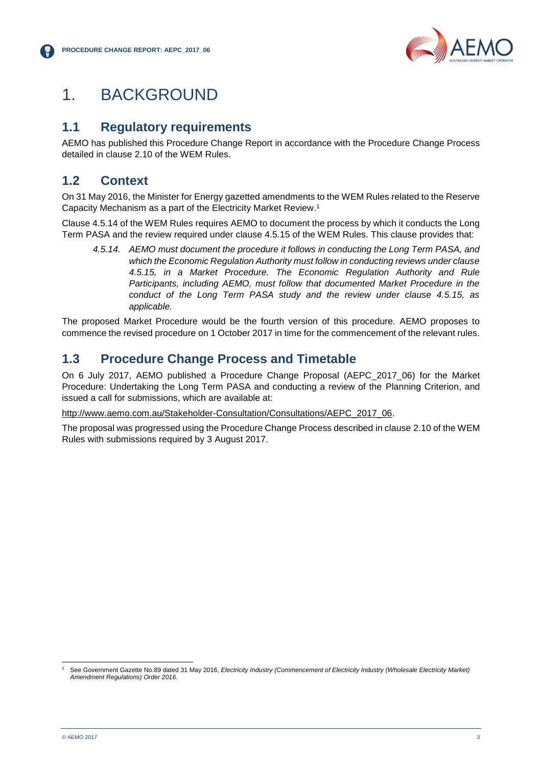# 1. BACKGROUND

## 1.1 Regulatory requirements

AEMO has published this Procedure Change Report in accordance with the Procedure Change Process detailed in clause 2.10 of the WEM Rules.

## 1.2 Context

On 31 May 2016, the Minister for Energy gazetted amendments to the WEM Rules related to the Reserve Capacity Mechanism as a part of the Electricity Market Review.[1]

Clause 4.5.14 of the WEM Rules requires AEMO to document the process by which it conducts the Long Term PASA and the review required under clause 4.5.15 of the WEM Rules. This clause provides that:

> *4.5.14. AEMO must document the procedure it follows in conducting the Long Term PASA, and which the Economic Regulation Authority must follow in conducting reviews under clause 4.5.15, in a Market Procedure. The Economic Regulation Authority and Rule Participants, including AEMO, must follow that documented Market Procedure in the conduct of the Long Term PASA study and the review under clause 4.5.15, as applicable.*

The proposed Market Procedure would be the fourth version of this procedure. AEMO proposes to commence the revised procedure on 1 October 2017 in time for the commencement of the relevant rules.

## 1.3 Procedure Change Process and Timetable

On 6 July 2017, AEMO published a Procedure Change Proposal (AEPC_2017_06) for the Market Procedure: Undertaking the Long Term PASA and conducting a review of the Planning Criterion, and issued a call for submissions, which are available at:

http://www.aemo.com.au/Stakeholder-Consultation/Consultations/AEPC_2017_06.

The proposal was progressed using the Procedure Change Process described in clause 2.10 of the WEM Rules with submissions required by 3 August 2017.

---

[1] See Government Gazette No.89 dated 31 May 2016, *Electricity Industry (Commencement of Electricity Industry (Wholesale Electricity Market) Amendment Regulations) Order 2016*.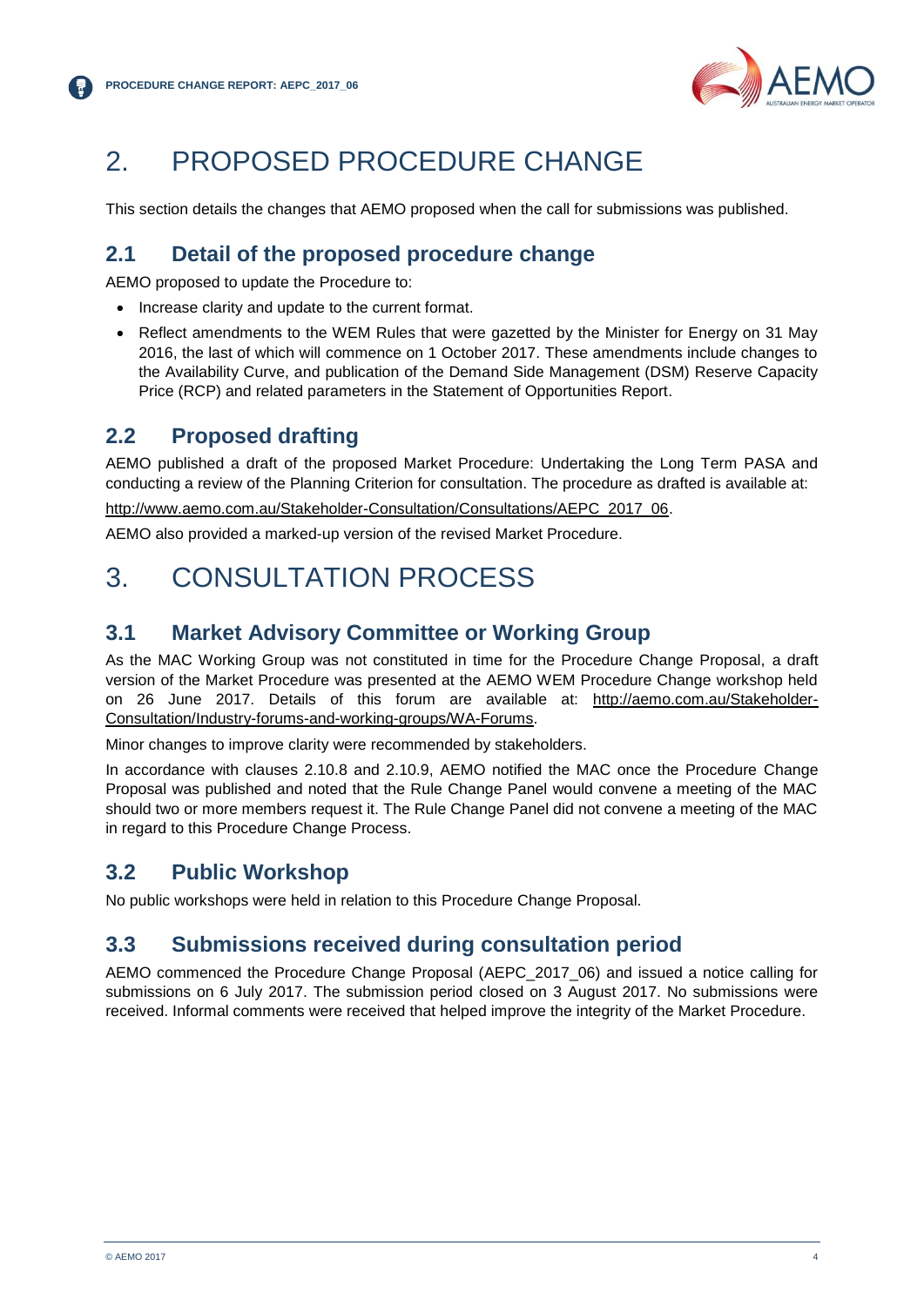# 2. PROPOSED PROCEDURE CHANGE

This section details the changes that AEMO proposed when the call for submissions was published.

## 2.1 Detail of the proposed procedure change

AEMO proposed to update the Procedure to:

- Increase clarity and update to the current format.
- Reflect amendments to the WEM Rules that were gazetted by the Minister for Energy on 31 May 2016, the last of which will commence on 1 October 2017. These amendments include changes to the Availability Curve, and publication of the Demand Side Management (DSM) Reserve Capacity Price (RCP) and related parameters in the Statement of Opportunities Report.

## 2.2 Proposed drafting

AEMO published a draft of the proposed Market Procedure: Undertaking the Long Term PASA and conducting a review of the Planning Criterion for consultation. The procedure as drafted is available at:

http://www.aemo.com.au/Stakeholder-Consultation/Consultations/AEPC_2017_06.

AEMO also provided a marked-up version of the revised Market Procedure.

# 3. CONSULTATION PROCESS

## 3.1 Market Advisory Committee or Working Group

As the MAC Working Group was not constituted in time for the Procedure Change Proposal, a draft version of the Market Procedure was presented at the AEMO WEM Procedure Change workshop held on 26 June 2017. Details of this forum are available at: http://aemo.com.au/Stakeholder-Consultation/Industry-forums-and-working-groups/WA-Forums.

Minor changes to improve clarity were recommended by stakeholders.

In accordance with clauses 2.10.8 and 2.10.9, AEMO notified the MAC once the Procedure Change Proposal was published and noted that the Rule Change Panel would convene a meeting of the MAC should two or more members request it. The Rule Change Panel did not convene a meeting of the MAC in regard to this Procedure Change Process.

## 3.2 Public Workshop

No public workshops were held in relation to this Procedure Change Proposal.

## 3.3 Submissions received during consultation period

AEMO commenced the Procedure Change Proposal (AEPC_2017_06) and issued a notice calling for submissions on 6 July 2017. The submission period closed on 3 August 2017. No submissions were received. Informal comments were received that helped improve the integrity of the Market Procedure.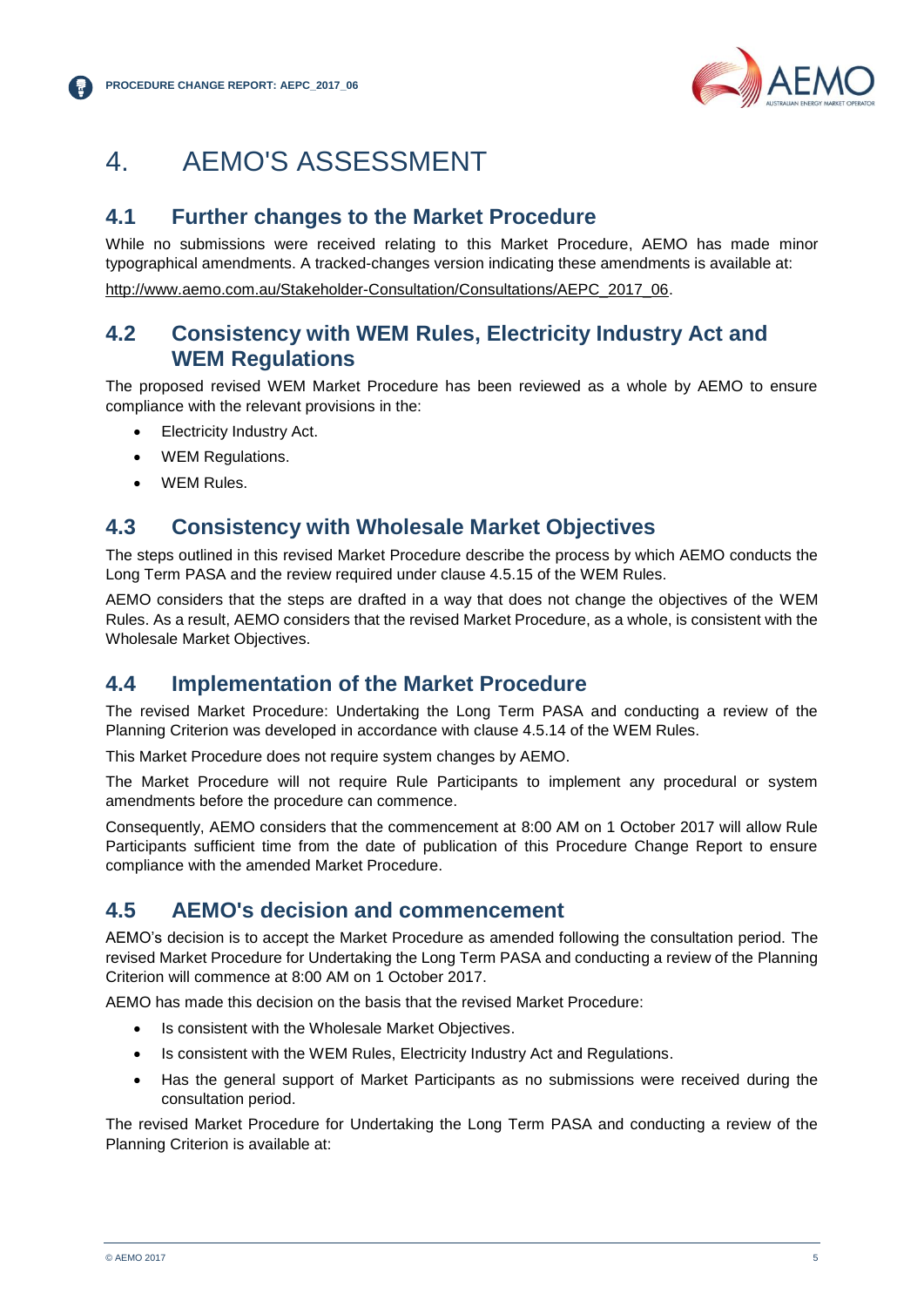# 4. AEMO'S ASSESSMENT

## 4.1 Further changes to the Market Procedure

While no submissions were received relating to this Market Procedure, AEMO has made minor typographical amendments. A tracked-changes version indicating these amendments is available at:

http://www.aemo.com.au/Stakeholder-Consultation/Consultations/AEPC_2017_06.

## 4.2 Consistency with WEM Rules, Electricity Industry Act and WEM Regulations

The proposed revised WEM Market Procedure has been reviewed as a whole by AEMO to ensure compliance with the relevant provisions in the:

- Electricity Industry Act.
- WEM Regulations.
- WEM Rules.

## 4.3 Consistency with Wholesale Market Objectives

The steps outlined in this revised Market Procedure describe the process by which AEMO conducts the Long Term PASA and the review required under clause 4.5.15 of the WEM Rules.

AEMO considers that the steps are drafted in a way that does not change the objectives of the WEM Rules. As a result, AEMO considers that the revised Market Procedure, as a whole, is consistent with the Wholesale Market Objectives.

## 4.4 Implementation of the Market Procedure

The revised Market Procedure: Undertaking the Long Term PASA and conducting a review of the Planning Criterion was developed in accordance with clause 4.5.14 of the WEM Rules.

This Market Procedure does not require system changes by AEMO.

The Market Procedure will not require Rule Participants to implement any procedural or system amendments before the procedure can commence.

Consequently, AEMO considers that the commencement at 8:00 AM on 1 October 2017 will allow Rule Participants sufficient time from the date of publication of this Procedure Change Report to ensure compliance with the amended Market Procedure.

## 4.5 AEMO's decision and commencement

AEMO's decision is to accept the Market Procedure as amended following the consultation period. The revised Market Procedure for Undertaking the Long Term PASA and conducting a review of the Planning Criterion will commence at 8:00 AM on 1 October 2017.

AEMO has made this decision on the basis that the revised Market Procedure:

- Is consistent with the Wholesale Market Objectives.
- Is consistent with the WEM Rules, Electricity Industry Act and Regulations.
- Has the general support of Market Participants as no submissions were received during the consultation period.

The revised Market Procedure for Undertaking the Long Term PASA and conducting a review of the Planning Criterion is available at: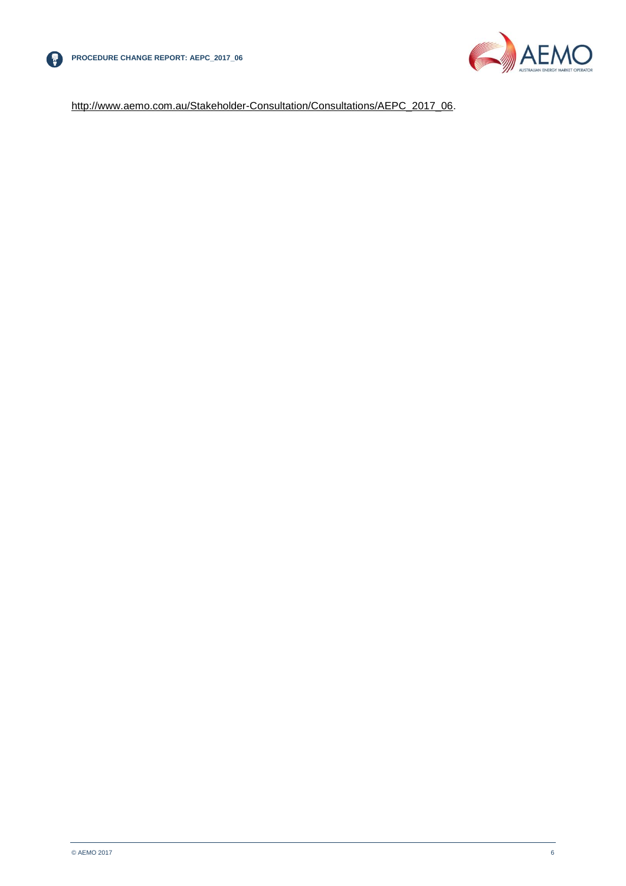http://www.aemo.com.au/Stakeholder-Consultation/Consultations/AEPC_2017_06.